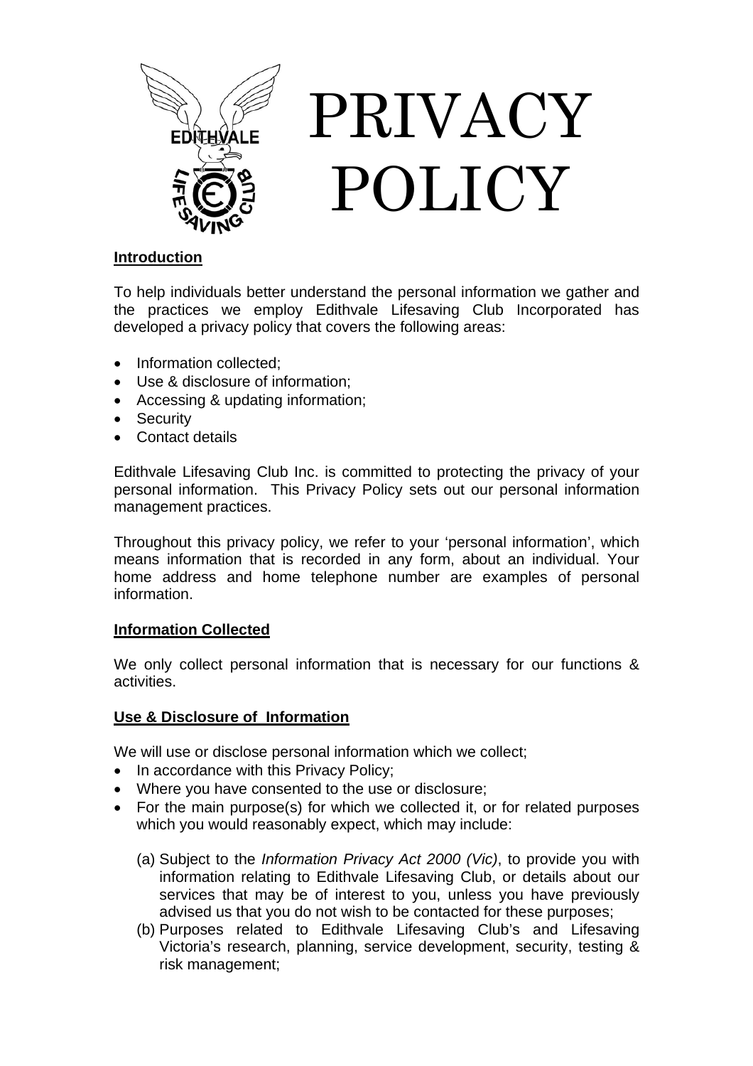# PRIVACY POLICY

**Introduction**

To help individuals better understand the personal information we gather and the practices we employ Edithvale Lifesaving Club Incorporated has developed a privacy policy that covers the following areas:

- Information collected;
- Use & disclosure of information;
- Accessing & updating information;
- Security
- Contact details

Edithvale Lifesaving Club Inc. is committed to protecting the privacy of your personal information. This Privacy Policy sets out our personal information management practices.

Throughout this privacy policy, we refer to your 'personal information', which means information that is recorded in any form, about an individual. Your home address and home telephone number are examples of personal information.

**Information Collected**

We only collect personal information that is necessary for our functions & activities.

**Use & Disclosure of Information**

We will use or disclose personal information which we collect;

- In accordance with this Privacy Policy;
- Where you have consented to the use or disclosure;
- For the main purpose(s) for which we collected it, or for related purposes which you would reasonably expect, which may include:

  (a) Subject to the *Information Privacy Act 2000 (Vic)*, to provide you with information relating to Edithvale Lifesaving Club, or details about our services that may be of interest to you, unless you have previously advised us that you do not wish to be contacted for these purposes;

  (b) Purposes related to Edithvale Lifesaving Club's and Lifesaving Victoria's research, planning, service development, security, testing & risk management;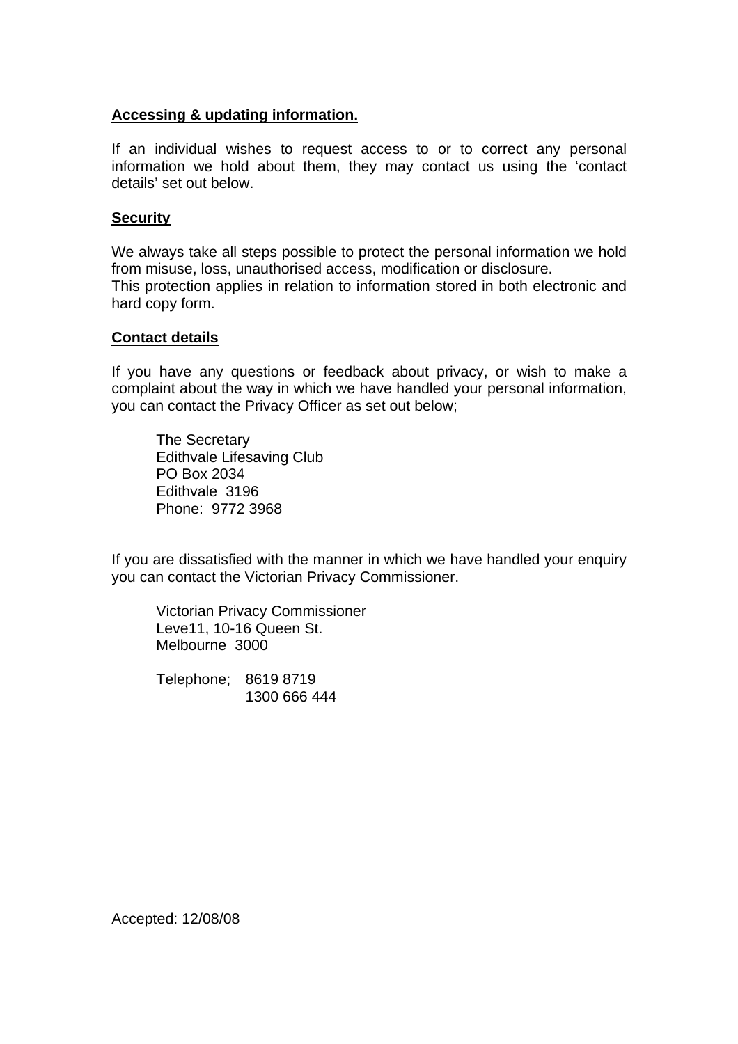**Accessing & updating information.**

If an individual wishes to request access to or to correct any personal information we hold about them, they may contact us using the 'contact details' set out below.

**Security**

We always take all steps possible to protect the personal information we hold from misuse, loss, unauthorised access, modification or disclosure.
This protection applies in relation to information stored in both electronic and hard copy form.

**Contact details**

If you have any questions or feedback about privacy, or wish to make a complaint about the way in which we have handled your personal information, you can contact the Privacy Officer as set out below;

The Secretary
Edithvale Lifesaving Club
PO Box 2034
Edithvale 3196
Phone: 9772 3968

If you are dissatisfied with the manner in which we have handled your enquiry you can contact the Victorian Privacy Commissioner.

Victorian Privacy Commissioner
Leve11, 10-16 Queen St.
Melbourne 3000

Telephone; 8619 8719
1300 666 444

Accepted: 12/08/08